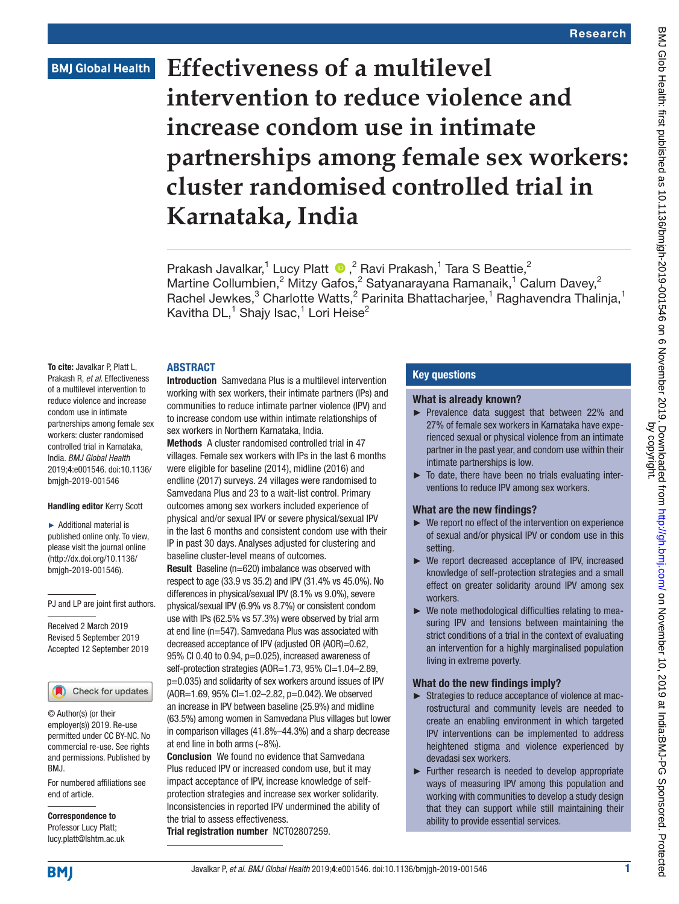Research

# Effectiveness of a multilevel intervention to reduce violence and increase condom use in intimate partnerships among female sex workers: cluster randomised controlled trial in Karnataka, India

Prakash Javalkar,[1] Lucy Platt,[2] Ravi Prakash,[1] Tara S Beattie,[2] Martine Collumbien,[2] Mitzy Gafos,[2] Satyanarayana Ramanaik,[1] Calum Davey,[2] Rachel Jewkes,[3] Charlotte Watts,[2] Parinita Bhattacharjee,[1] Raghavendra Thalinja,[1] Kavitha DL,[1] Shajy Isac,[1] Lori Heise[2]

**To cite:** Javalkar P, Platt L, Prakash R, *et al*. Effectiveness of a multilevel intervention to reduce violence and increase condom use in intimate partnerships among female sex workers: cluster randomised controlled trial in Karnataka, India. *BMJ Global Health* 2019;**4**:e001546. doi:10.1136/bmjgh-2019-001546

**Handling editor** Kerry Scott

► Additional material is published online only. To view, please visit the journal online (http://dx.doi.org/10.1136/bmjgh-2019-001546).

PJ and LP are joint first authors.

Received 2 March 2019
Revised 5 September 2019
Accepted 12 September 2019

© Author(s) (or their employer(s)) 2019. Re-use permitted under CC BY-NC. No commercial re-use. See rights and permissions. Published by BMJ.

For numbered affiliations see end of article.

**Correspondence to**
Professor Lucy Platt; lucy.platt@lshtm.ac.uk

## ABSTRACT

**Introduction** Samvedana Plus is a multilevel intervention working with sex workers, their intimate partners (IPs) and communities to reduce intimate partner violence (IPV) and to increase condom use within intimate relationships of sex workers in Northern Karnataka, India.

**Methods** A cluster randomised controlled trial in 47 villages. Female sex workers with IPs in the last 6 months were eligible for baseline (2014), midline (2016) and endline (2017) surveys. 24 villages were randomised to Samvedana Plus and 23 to a wait-list control. Primary outcomes among sex workers included experience of physical and/or sexual IPV or severe physical/sexual IPV in the last 6 months and consistent condom use with their IP in past 30 days. Analyses adjusted for clustering and baseline cluster-level means of outcomes.

**Result** Baseline (n=620) imbalance was observed with respect to age (33.9 vs 35.2) and IPV (31.4% vs 45.0%). No differences in physical/sexual IPV (8.1% vs 9.0%), severe physical/sexual IPV (6.9% vs 8.7%) or consistent condom use with IPs (62.5% vs 57.3%) were observed by trial arm at end line (n=547). Samvedana Plus was associated with decreased acceptance of IPV (adjusted OR (AOR)=0.62, 95% CI 0.40 to 0.94, p=0.025), increased awareness of self-protection strategies (AOR=1.73, 95% CI=1.04–2.89, p=0.035) and solidarity of sex workers around issues of IPV (AOR=1.69, 95% CI=1.02–2.82, p=0.042). We observed an increase in IPV between baseline (25.9%) and midline (63.5%) among women in Samvedana Plus villages but lower in comparison villages (41.8%–44.3%) and a sharp decrease at end line in both arms (~8%).

**Conclusion** We found no evidence that Samvedana Plus reduced IPV or increased condom use, but it may impact acceptance of IPV, increase knowledge of self-protection strategies and increase sex worker solidarity. Inconsistencies in reported IPV undermined the ability of the trial to assess effectiveness.

**Trial registration number** NCT02807259.

## Key questions

### What is already known?

► Prevalence data suggest that between 22% and 27% of female sex workers in Karnataka have experienced sexual or physical violence from an intimate partner in the past year, and condom use within their intimate partnerships is low.

► To date, there have been no trials evaluating interventions to reduce IPV among sex workers.

### What are the new findings?

► We report no effect of the intervention on experience of sexual and/or physical IPV or condom use in this setting.

► We report decreased acceptance of IPV, increased knowledge of self-protection strategies and a small effect on greater solidarity around IPV among sex workers.

► We note methodological difficulties relating to measuring IPV and tensions between maintaining the strict conditions of a trial in the context of evaluating an intervention for a highly marginalised population living in extreme poverty.

### What do the new findings imply?

► Strategies to reduce acceptance of violence at macrostructural and community levels are needed to create an enabling environment in which targeted IPV interventions can be implemented to address heightened stigma and violence experienced by devadasi sex workers.

► Further research is needed to develop appropriate ways of measuring IPV among this population and working with communities to develop a study design that they can support while still maintaining their ability to provide essential services.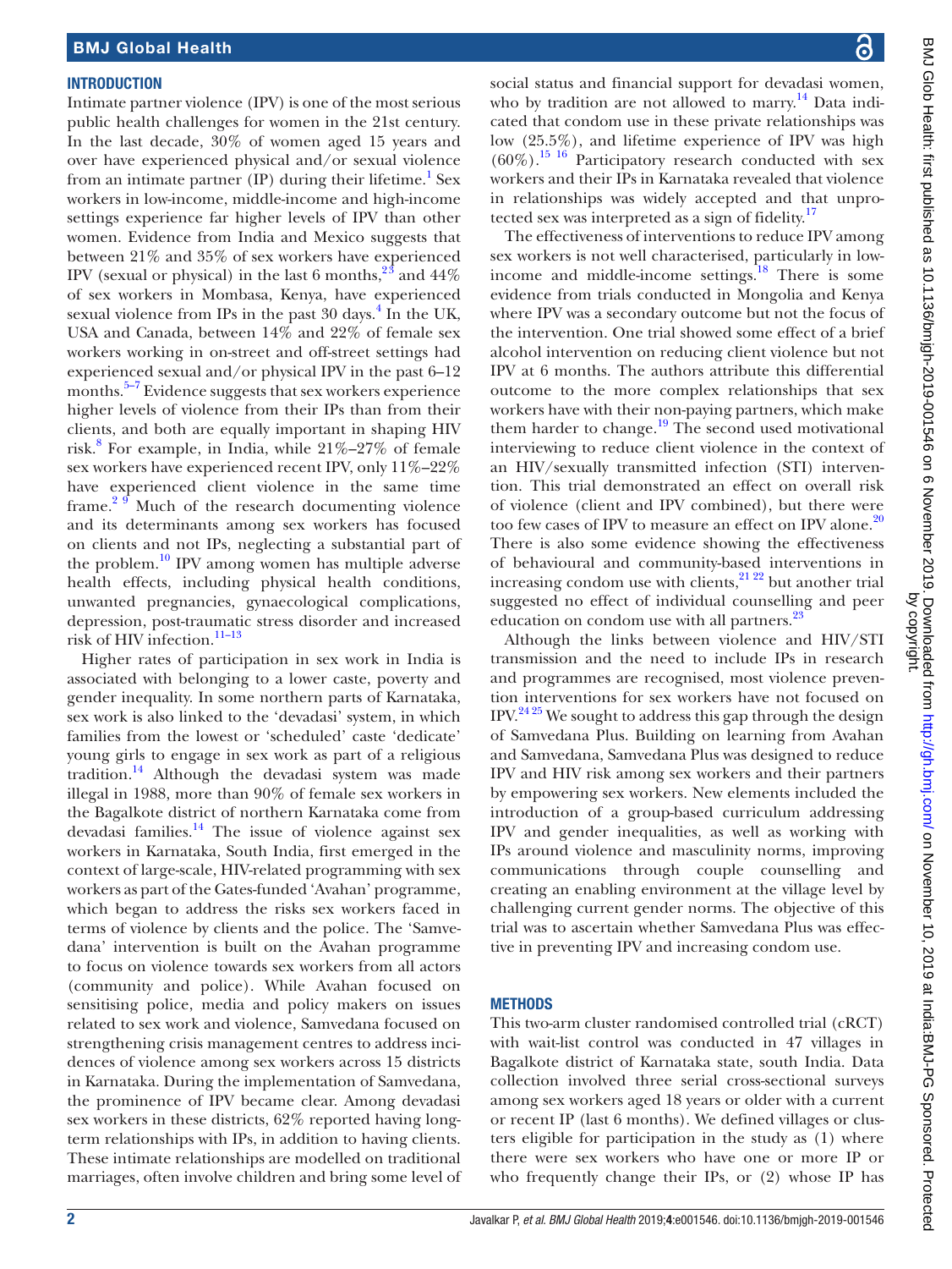## INTRODUCTION

Intimate partner violence (IPV) is one of the most serious public health challenges for women in the 21st century. In the last decade, 30% of women aged 15 years and over have experienced physical and/or sexual violence from an intimate partner (IP) during their lifetime.[1] Sex workers in low-income, middle-income and high-income settings experience far higher levels of IPV than other women. Evidence from India and Mexico suggests that between 21% and 35% of sex workers have experienced IPV (sexual or physical) in the last 6 months,[2,3] and 44% of sex workers in Mombasa, Kenya, have experienced sexual violence from IPs in the past 30 days.[4] In the UK, USA and Canada, between 14% and 22% of female sex workers working in on-street and off-street settings had experienced sexual and/or physical IPV in the past 6–12 months.[5–7] Evidence suggests that sex workers experience higher levels of violence from their IPs than from their clients, and both are equally important in shaping HIV risk.[8] For example, in India, while 21%–27% of female sex workers have experienced recent IPV, only 11%–22% have experienced client violence in the same time frame.[2,9] Much of the research documenting violence and its determinants among sex workers has focused on clients and not IPs, neglecting a substantial part of the problem.[10] IPV among women has multiple adverse health effects, including physical health conditions, unwanted pregnancies, gynaecological complications, depression, post-traumatic stress disorder and increased risk of HIV infection.[11–13]

Higher rates of participation in sex work in India is associated with belonging to a lower caste, poverty and gender inequality. In some northern parts of Karnataka, sex work is also linked to the 'devadasi' system, in which families from the lowest or 'scheduled' caste 'dedicate' young girls to engage in sex work as part of a religious tradition.[14] Although the devadasi system was made illegal in 1988, more than 90% of female sex workers in the Bagalkote district of northern Karnataka come from devadasi families.[14] The issue of violence against sex workers in Karnataka, South India, first emerged in the context of large-scale, HIV-related programming with sex workers as part of the Gates-funded 'Avahan' programme, which began to address the risks sex workers faced in terms of violence by clients and the police. The 'Samvedana' intervention is built on the Avahan programme to focus on violence towards sex workers from all actors (community and police). While Avahan focused on sensitising police, media and policy makers on issues related to sex work and violence, Samvedana focused on strengthening crisis management centres to address incidences of violence among sex workers across 15 districts in Karnataka. During the implementation of Samvedana, the prominence of IPV became clear. Among devadasi sex workers in these districts, 62% reported having long-term relationships with IPs, in addition to having clients. These intimate relationships are modelled on traditional marriages, often involve children and bring some level of social status and financial support for devadasi women, who by tradition are not allowed to marry.[14] Data indicated that condom use in these private relationships was low (25.5%), and lifetime experience of IPV was high (60%).[15,16] Participatory research conducted with sex workers and their IPs in Karnataka revealed that violence in relationships was widely accepted and that unprotected sex was interpreted as a sign of fidelity.[17]

The effectiveness of interventions to reduce IPV among sex workers is not well characterised, particularly in low-income and middle-income settings.[18] There is some evidence from trials conducted in Mongolia and Kenya where IPV was a secondary outcome but not the focus of the intervention. One trial showed some effect of a brief alcohol intervention on reducing client violence but not IPV at 6 months. The authors attribute this differential outcome to the more complex relationships that sex workers have with their non-paying partners, which make them harder to change.[19] The second used motivational interviewing to reduce client violence in the context of an HIV/sexually transmitted infection (STI) intervention. This trial demonstrated an effect on overall risk of violence (client and IPV combined), but there were too few cases of IPV to measure an effect on IPV alone.[20] There is also some evidence showing the effectiveness of behavioural and community-based interventions in increasing condom use with clients,[21,22] but another trial suggested no effect of individual counselling and peer education on condom use with all partners.[23]

Although the links between violence and HIV/STI transmission and the need to include IPs in research and programmes are recognised, most violence prevention interventions for sex workers have not focused on IPV.[24,25] We sought to address this gap through the design of Samvedana Plus. Building on learning from Avahan and Samvedana, Samvedana Plus was designed to reduce IPV and HIV risk among sex workers and their partners by empowering sex workers. New elements included the introduction of a group-based curriculum addressing IPV and gender inequalities, as well as working with IPs around violence and masculinity norms, improving communications through couple counselling and creating an enabling environment at the village level by challenging current gender norms. The objective of this trial was to ascertain whether Samvedana Plus was effective in preventing IPV and increasing condom use.

## METHODS

This two-arm cluster randomised controlled trial (cRCT) with wait-list control was conducted in 47 villages in Bagalkote district of Karnataka state, south India. Data collection involved three serial cross-sectional surveys among sex workers aged 18 years or older with a current or recent IP (last 6 months). We defined villages or clusters eligible for participation in the study as (1) where there were sex workers who have one or more IP or who frequently change their IPs, or (2) whose IP has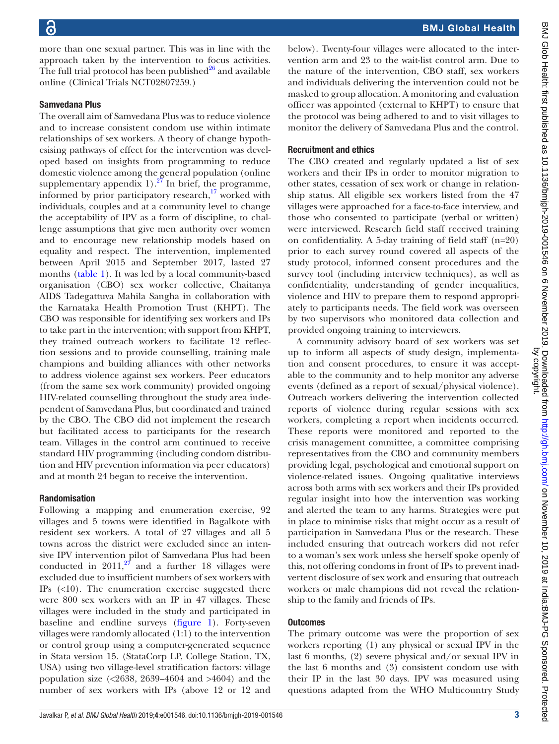more than one sexual partner. This was in line with the approach taken by the intervention to focus activities. The full trial protocol has been published[26] and available online (Clinical Trials NCT02807259.)

### Samvedana Plus

The overall aim of Samvedana Plus was to reduce violence and to increase consistent condom use within intimate relationships of sex workers. A theory of change hypothesising pathways of effect for the intervention was developed based on insights from programming to reduce domestic violence among the general population (online supplementary appendix 1).[27] In brief, the programme, informed by prior participatory research,[17] worked with individuals, couples and at a community level to change the acceptability of IPV as a form of discipline, to challenge assumptions that give men authority over women and to encourage new relationship models based on equality and respect. The intervention, implemented between April 2015 and September 2017, lasted 27 months (table 1). It was led by a local community-based organisation (CBO) sex worker collective, Chaitanya AIDS Tadegattuva Mahila Sangha in collaboration with the Karnataka Health Promotion Trust (KHPT). The CBO was responsible for identifying sex workers and IPs to take part in the intervention; with support from KHPT, they trained outreach workers to facilitate 12 reflection sessions and to provide counselling, training male champions and building alliances with other networks to address violence against sex workers. Peer educators (from the same sex work community) provided ongoing HIV-related counselling throughout the study area independent of Samvedana Plus, but coordinated and trained by the CBO. The CBO did not implement the research but facilitated access to participants for the research team. Villages in the control arm continued to receive standard HIV programming (including condom distribution and HIV prevention information via peer educators) and at month 24 began to receive the intervention.

### Randomisation

Following a mapping and enumeration exercise, 92 villages and 5 towns were identified in Bagalkote with resident sex workers. A total of 27 villages and all 5 towns across the district were excluded since an intensive IPV intervention pilot of Samvedana Plus had been conducted in 2011,[27] and a further 18 villages were excluded due to insufficient numbers of sex workers with IPs (<10). The enumeration exercise suggested there were 800 sex workers with an IP in 47 villages. These villages were included in the study and participated in baseline and endline surveys (figure 1). Forty-seven villages were randomly allocated (1:1) to the intervention or control group using a computer-generated sequence in Stata version 15. (StataCorp LP, College Station, TX, USA) using two village-level stratification factors: village population size (<2638, 2639–4604 and >4604) and the number of sex workers with IPs (above 12 or 12 and below). Twenty-four villages were allocated to the intervention arm and 23 to the wait-list control arm. Due to the nature of the intervention, CBO staff, sex workers and individuals delivering the intervention could not be masked to group allocation. A monitoring and evaluation officer was appointed (external to KHPT) to ensure that the protocol was being adhered to and to visit villages to monitor the delivery of Samvedana Plus and the control.

### Recruitment and ethics

The CBO created and regularly updated a list of sex workers and their IPs in order to monitor migration to other states, cessation of sex work or change in relationship status. All eligible sex workers listed from the 47 villages were approached for a face-to-face interview, and those who consented to participate (verbal or written) were interviewed. Research field staff received training on confidentiality. A 5-day training of field staff (n=20) prior to each survey round covered all aspects of the study protocol, informed consent procedures and the survey tool (including interview techniques), as well as confidentiality, understanding of gender inequalities, violence and HIV to prepare them to respond appropriately to participants needs. The field work was overseen by two supervisors who monitored data collection and provided ongoing training to interviewers.

A community advisory board of sex workers was set up to inform all aspects of study design, implementation and consent procedures, to ensure it was acceptable to the community and to help monitor any adverse events (defined as a report of sexual/physical violence). Outreach workers delivering the intervention collected reports of violence during regular sessions with sex workers, completing a report when incidents occurred. These reports were monitored and reported to the crisis management committee, a committee comprising representatives from the CBO and community members providing legal, psychological and emotional support on violence-related issues. Ongoing qualitative interviews across both arms with sex workers and their IPs provided regular insight into how the intervention was working and alerted the team to any harms. Strategies were put in place to minimise risks that might occur as a result of participation in Samvedana Plus or the research. These included ensuring that outreach workers did not refer to a woman's sex work unless she herself spoke openly of this, not offering condoms in front of IPs to prevent inadvertent disclosure of sex work and ensuring that outreach workers or male champions did not reveal the relationship to the family and friends of IPs.

### Outcomes

The primary outcome was were the proportion of sex workers reporting (1) any physical or sexual IPV in the last 6 months, (2) severe physical and/or sexual IPV in the last 6 months and (3) consistent condom use with their IP in the last 30 days. IPV was measured using questions adapted from the WHO Multicountry Study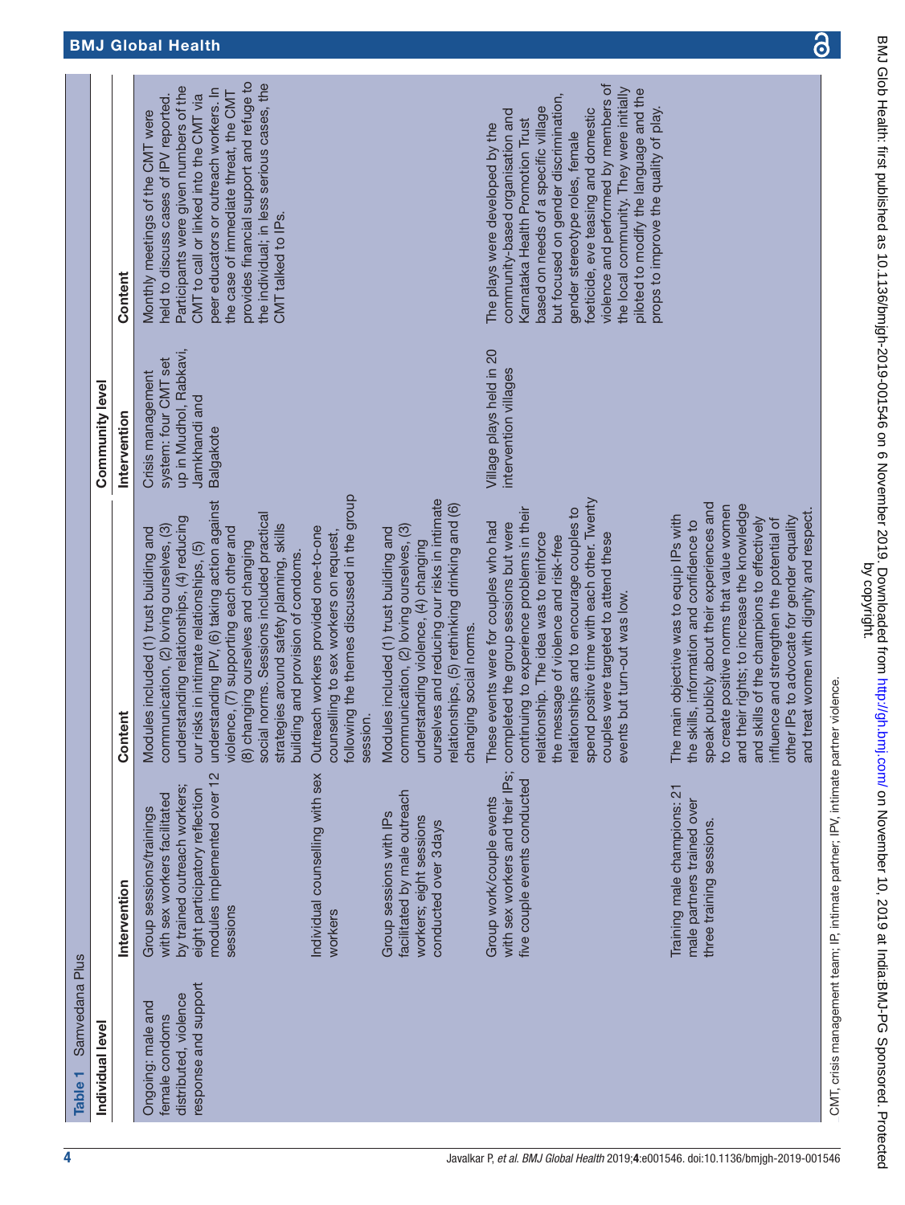**Table 1** Samvedana Plus

| Individual level | | | Community level | |
|---|---|---|---|---|
| | **Intervention** | **Content** | **Intervention** | **Content** |
| Ongoing: male and female condoms distributed, violence response and support | Group sessions/trainings with sex workers facilitated by trained outreach workers; eight participatory reflection modules implemented over 12 sessions | Modules included (1) trust building and communication, (2) loving ourselves, (3) understanding relationships, (4) reducing our risks in intimate relationships, (5) understanding IPV, (6) taking action against violence, (7) supporting each other and (8) changing ourselves and changing social norms. Sessions included practical strategies around safety planning, skills building and provision of condoms. | Crisis management system: four CMT set up in Mudhol, Rabkavi, Jamkhandi and Balgakote | Monthly meetings of the CMT were held to discuss cases of IPV reported. Participants were given numbers of the CMT to call or linked into the CMT via peer educators or outreach workers. In the case of immediate threat, the CMT provides financial support and refuge to the individual; in less serious cases, the CMT talked to IPs. |
| | Individual counselling with sex workers | Outreach workers provided one-to-one counselling to sex workers on request, following the themes discussed in the group session. | | |
| | Group sessions with IPs facilitated by male outreach workers; eight sessions conducted over 3days | Modules included (1) trust building and communication, (2) loving ourselves, (3) understanding violence, (4) changing ourselves and reducing our risks in intimate relationships, (5) rethinking drinking and (6) changing social norms. | | |
| | Group work/couple events with sex workers and their IPs; five couple events conducted | These events were for couples who had completed the group sessions but were continuing to experience problems in their relationship. The idea was to reinforce the message of violence and risk-free relationships and to encourage couples to spend positive time with each other. Twenty couples were targeted to attend these events but turn-out was low. | Village plays held in 20 intervention villages | The plays were developed by the community-based organisation and Karnataka Health Promotion Trust based on needs of a specific village but focused on gender discrimination, gender stereotype roles, female foeticide, eve teasing and domestic violence and performed by members of the local community. They were initially piloted to modify the language and the props to improve the quality of play. |
| | Training male champions: 21 male partners trained over three training sessions. | The main objective was to equip IPs with the skills, information and confidence to speak publicly about their experiences and to create positive norms that value women and their rights; to increase the knowledge and skills of the champions to effectively influence and strengthen the potential of other IPs to advocate for gender equality and treat women with dignity and respect. | | |

CMT, crisis management team; IP, intimate partner; IPV, intimate partner violence.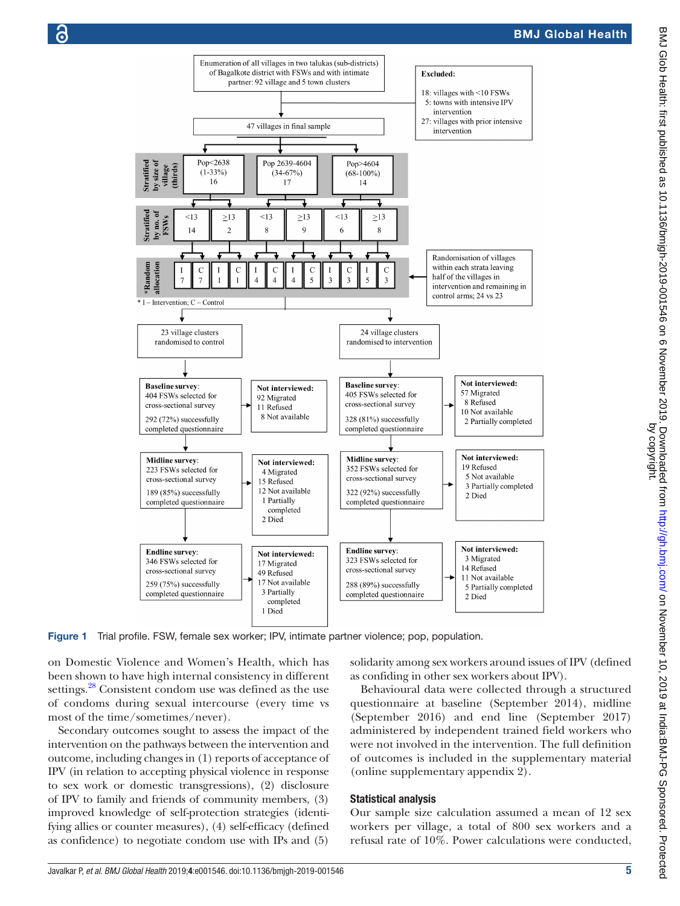Enumeration of all villages in two talukas (sub-districts) of Bagalkote district with FSWs and with intimate partner: 92 village and 5 town clusters

**Excluded:**
18: villages with <10 FSWs
5: towns with intensive IPV intervention
27: villages with prior intensive intervention

47 villages in final sample

**Stratified by size of village (thirds)**

| Pop<2638 (1-33%) | Pop 2639-4604 (34-67%) | Pop>4604 (68-100%) |
|---|---|---|
| 16 | 17 | 14 |

**Stratified by no. of FSWs**

| <13 | ≥13 | <13 | ≥13 | <13 | ≥13 |
|---|---|---|---|---|---|
| 14 | 2 | 8 | 9 | 6 | 8 |

**\*Random allocation**

| I | C | I | C | I | C | I | C | I | C | I | C |
|---|---|---|---|---|---|---|---|---|---|---|---|
| 7 | 7 | 1 | 1 | 4 | 4 | 4 | 5 | 3 | 3 | 5 | 3 |

\* I – Intervention; C – Control

Randomisation of villages within each strata leaving half of the villages in intervention and remaining in control arms; 24 vs 23

| Control arm | Not interviewed | Intervention arm | Not interviewed |
|---|---|---|---|
| 23 village clusters randomised to control | | 24 village clusters randomised to intervention | |
| **Baseline survey**: 404 FSWs selected for cross-sectional survey; 292 (72%) successfully completed questionnaire | **Not interviewed:** 92 Migrated; 11 Refused; 8 Not available | **Baseline survey**: 405 FSWs selected for cross-sectional survey; 328 (81%) successfully completed questionnaire | **Not interviewed:** 57 Migrated; 8 Refused; 10 Not available; 2 Partially completed |
| **Midline survey**: 223 FSWs selected for cross-sectional survey; 189 (85%) successfully completed questionnaire | **Not interviewed:** 4 Migrated; 15 Refused; 12 Not available; 1 Partially completed; 2 Died | **Midline survey**: 352 FSWs selected for cross-sectional survey; 322 (92%) successfully completed questionnaire | **Not interviewed:** 19 Refused; 5 Not available; 3 Partially completed; 2 Died |
| **Endline survey**: 346 FSWs selected for cross-sectional survey; 259 (75%) successfully completed questionnaire | **Not interviewed:** 17 Migrated; 49 Refused; 17 Not available; 3 Partially completed; 1 Died | **Endline survey**: 323 FSWs selected for cross-sectional survey; 288 (89%) successfully completed questionnaire | **Not interviewed:** 3 Migrated; 14 Refused; 11 Not available; 5 Partially completed; 2 Died |

**Figure 1** Trial profile. FSW, female sex worker; IPV, intimate partner violence; pop, population.

on Domestic Violence and Women's Health, which has been shown to have high internal consistency in different settings.[28] Consistent condom use was defined as the use of condoms during sexual intercourse (every time vs most of the time/sometimes/never).

Secondary outcomes sought to assess the impact of the intervention on the pathways between the intervention and outcome, including changes in (1) reports of acceptance of IPV (in relation to accepting physical violence in response to sex work or domestic transgressions), (2) disclosure of IPV to family and friends of community members, (3) improved knowledge of self-protection strategies (identifying allies or counter measures), (4) self-efficacy (defined as confidence) to negotiate condom use with IPs and (5) solidarity among sex workers around issues of IPV (defined as confiding in other sex workers about IPV).

Behavioural data were collected through a structured questionnaire at baseline (September 2014), midline (September 2016) and end line (September 2017) administered by independent trained field workers who were not involved in the intervention. The full definition of outcomes is included in the supplementary material (online supplementary appendix 2).

## Statistical analysis

Our sample size calculation assumed a mean of 12 sex workers per village, a total of 800 sex workers and a refusal rate of 10%. Power calculations were conducted,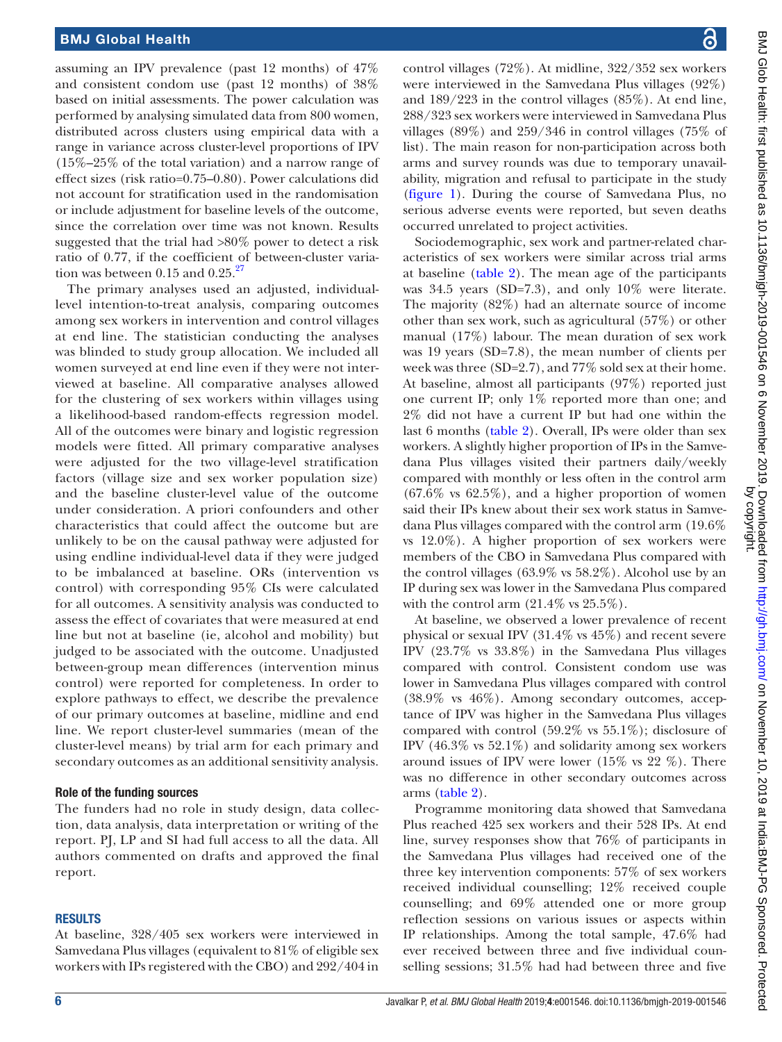assuming an IPV prevalence (past 12 months) of 47% and consistent condom use (past 12 months) of 38% based on initial assessments. The power calculation was performed by analysing simulated data from 800 women, distributed across clusters using empirical data with a range in variance across cluster-level proportions of IPV (15%–25% of the total variation) and a narrow range of effect sizes (risk ratio=0.75–0.80). Power calculations did not account for stratification used in the randomisation or include adjustment for baseline levels of the outcome, since the correlation over time was not known. Results suggested that the trial had >80% power to detect a risk ratio of 0.77, if the coefficient of between-cluster variation was between 0.15 and 0.25.[27]

The primary analyses used an adjusted, individual-level intention-to-treat analysis, comparing outcomes among sex workers in intervention and control villages at end line. The statistician conducting the analyses was blinded to study group allocation. We included all women surveyed at end line even if they were not interviewed at baseline. All comparative analyses allowed for the clustering of sex workers within villages using a likelihood-based random-effects regression model. All of the outcomes were binary and logistic regression models were fitted. All primary comparative analyses were adjusted for the two village-level stratification factors (village size and sex worker population size) and the baseline cluster-level value of the outcome under consideration. A priori confounders and other characteristics that could affect the outcome but are unlikely to be on the causal pathway were adjusted for using endline individual-level data if they were judged to be imbalanced at baseline. ORs (intervention vs control) with corresponding 95% CIs were calculated for all outcomes. A sensitivity analysis was conducted to assess the effect of covariates that were measured at end line but not at baseline (ie, alcohol and mobility) but judged to be associated with the outcome. Unadjusted between-group mean differences (intervention minus control) were reported for completeness. In order to explore pathways to effect, we describe the prevalence of our primary outcomes at baseline, midline and end line. We report cluster-level summaries (mean of the cluster-level means) by trial arm for each primary and secondary outcomes as an additional sensitivity analysis.

### Role of the funding sources

The funders had no role in study design, data collection, data analysis, data interpretation or writing of the report. PJ, LP and SI had full access to all the data. All authors commented on drafts and approved the final report.

## RESULTS

At baseline, 328/405 sex workers were interviewed in Samvedana Plus villages (equivalent to 81% of eligible sex workers with IPs registered with the CBO) and 292/404 in control villages (72%). At midline, 322/352 sex workers were interviewed in the Samvedana Plus villages (92%) and 189/223 in the control villages (85%). At end line, 288/323 sex workers were interviewed in Samvedana Plus villages (89%) and 259/346 in control villages (75% of list). The main reason for non-participation across both arms and survey rounds was due to temporary unavailability, migration and refusal to participate in the study (figure 1). During the course of Samvedana Plus, no serious adverse events were reported, but seven deaths occurred unrelated to project activities.

Sociodemographic, sex work and partner-related characteristics of sex workers were similar across trial arms at baseline (table 2). The mean age of the participants was 34.5 years (SD=7.3), and only 10% were literate. The majority (82%) had an alternate source of income other than sex work, such as agricultural (57%) or other manual (17%) labour. The mean duration of sex work was 19 years (SD=7.8), the mean number of clients per week was three (SD=2.7), and 77% sold sex at their home. At baseline, almost all participants (97%) reported just one current IP; only 1% reported more than one; and 2% did not have a current IP but had one within the last 6 months (table 2). Overall, IPs were older than sex workers. A slightly higher proportion of IPs in the Samvedana Plus villages visited their partners daily/weekly compared with monthly or less often in the control arm (67.6% vs 62.5%), and a higher proportion of women said their IPs knew about their sex work status in Samvedana Plus villages compared with the control arm (19.6% vs 12.0%). A higher proportion of sex workers were members of the CBO in Samvedana Plus compared with the control villages (63.9% vs 58.2%). Alcohol use by an IP during sex was lower in the Samvedana Plus compared with the control arm (21.4% vs 25.5%).

At baseline, we observed a lower prevalence of recent physical or sexual IPV (31.4% vs 45%) and recent severe IPV (23.7% vs 33.8%) in the Samvedana Plus villages compared with control. Consistent condom use was lower in Samvedana Plus villages compared with control (38.9% vs 46%). Among secondary outcomes, acceptance of IPV was higher in the Samvedana Plus villages compared with control (59.2% vs 55.1%); disclosure of IPV (46.3% vs 52.1%) and solidarity among sex workers around issues of IPV were lower (15% vs 22 %). There was no difference in other secondary outcomes across arms (table 2).

Programme monitoring data showed that Samvedana Plus reached 425 sex workers and their 528 IPs. At end line, survey responses show that 76% of participants in the Samvedana Plus villages had received one of the three key intervention components: 57% of sex workers received individual counselling; 12% received couple counselling; and 69% attended one or more group reflection sessions on various issues or aspects within IP relationships. Among the total sample, 47.6% had ever received between three and five individual counselling sessions; 31.5% had had between three and five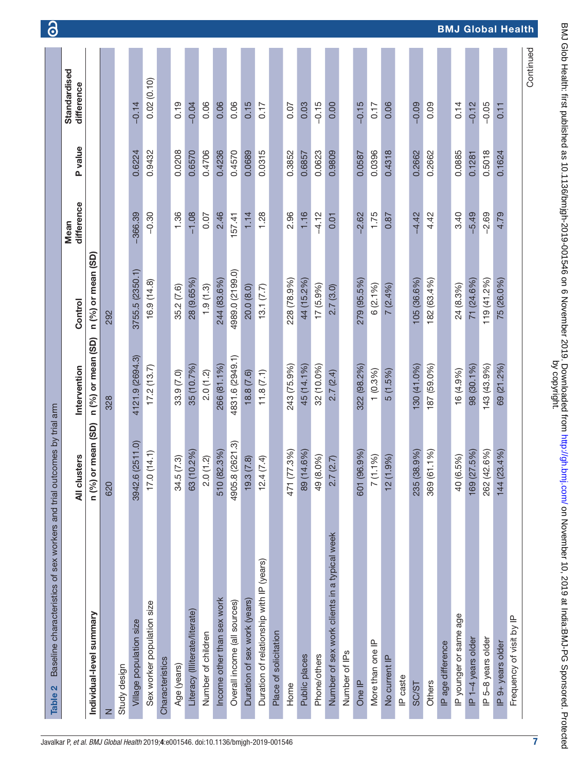**Table 2** Baseline characteristics of sex workers and trial outcomes by trial arm

| Individual-level summary | All clusters n (%) or mean (SD) | Intervention n (%) or mean (SD) | Control n (%) or mean (SD) | Mean difference | P value | Standardised difference |
|---|---|---|---|---|---|---|
| N | 620 | 328 | 292 | | | |
| Study design | | | | | | |
| Village population size | 3942.6 (2511.0) | 4121.9 (2694.3) | 3755.5 (2350.1) | −366.39 | 0.6224 | −0.14 |
| Sex worker population size | 17.0 (14.1) | 17.2 (13.7) | 16.9 (14.8) | −0.30 | 0.9432 | 0.02 (0.10) |
| Characteristics | | | | | | |
| Age (years) | 34.5 (7.3) | 33.9 (7.0) | 35.2 (7.6) | 1.36 | 0.0208 | 0.19 |
| Literacy (Illiterate/literate) | 63 (10.2%) | 35 (10.7%) | 28 (9.65%) | −1.08 | 0.6570 | −0.04 |
| Number of children | 2.0 (1.2) | 2.0 (1.2) | 1.9 (1.3) | 0.07 | 0.4706 | 0.06 |
| Income other than sex work | 510 (82.3%) | 266 (81.1%) | 244 (83.6%) | 2.46 | 0.4236 | 0.06 |
| Overall income (all sources) | 4905.8 (2621.3) | 4831.6 (2949.1) | 4989.0 (2199.0) | 157.41 | 0.4570 | 0.06 |
| Duration of sex work (years) | 19.3 (7.8) | 18.8 (7.6) | 20.0 (8.0) | 1.14 | 0.0689 | 0.15 |
| Duration of relationship with IP (years) | 12.4 (7.4) | 11.8 (7.1) | 13.1 (7.7) | 1.28 | 0.0315 | 0.17 |
| Place of solicitation | | | | | | |
| Home | 471 (77.3%) | 243 (75.9%) | 228 (78.9%) | 2.96 | 0.3852 | 0.07 |
| Public places | 89 (14.6%) | 45 (14.1%) | 44 (15.2%) | 1.16 | 0.6857 | 0.03 |
| Phone/others | 49 (8.0%) | 32 (10.0%) | 17 (5.9%) | −4.12 | 0.0623 | −0.15 |
| Number of sex work clients in a typical week | 2.7 (2.7) | 2.7 (2.4) | 2.7 (3.0) | 0.01 | 0.9809 | 0.00 |
| Number of IPs | | | | | | |
| One IP | 601 (96.9%) | 322 (98.2%) | 279 (95.5%) | −2.62 | 0.0587 | −0.15 |
| More than one IP | 7 (1.1%) | 1 (0.3%) | 6 (2.1%) | 1.75 | 0.0396 | 0.17 |
| No current IP | 12 (1.9%) | 5 (1.5%) | 7 (2.4%) | 0.87 | 0.4318 | 0.06 |
| IP caste | | | | | | |
| SC/ST | 235 (38.9%) | 130 (41.0%) | 105 (36.6%) | −4.42 | 0.2662 | −0.09 |
| Others | 369 (61.1%) | 187 (59.0%) | 182 (63.4%) | 4.42 | 0.2662 | 0.09 |
| IP age difference | | | | | | |
| IP younger or same age | 40 (6.5%) | 16 (4.9%) | 24 (8.3%) | 3.40 | 0.0885 | 0.14 |
| IP 1–4 years older | 169 (27.5%) | 98 (30.1%) | 71 (24.6%) | −5.49 | 0.1281 | −0.12 |
| IP 5–8 years older | 262 (42.6%) | 143 (43.9%) | 119 (41.2%) | −2.69 | 0.5018 | −0.05 |
| IP 9+ years older | 144 (23.4%) | 69 (21.2%) | 75 (26.0%) | 4.79 | 0.1624 | 0.11 |
| Frequency of visit by IP | | | | | | |

Continued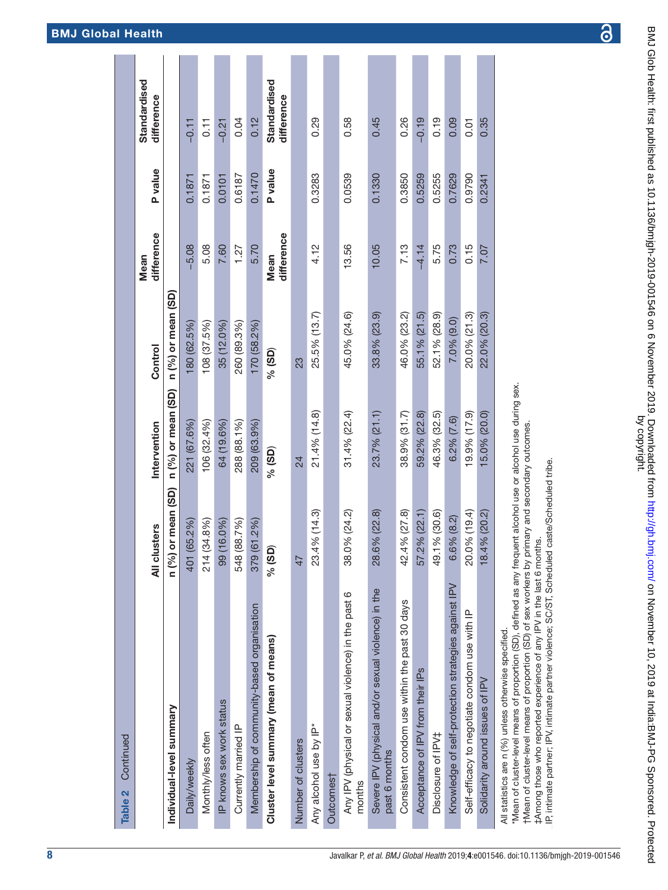**Table 2** Continued

| | All clusters | Intervention | Control | Mean difference | P value | Standardised difference |
|---|---|---|---|---|---|---|
| **Individual-level summary** | **n (%) or mean (SD)** | **n (%) or mean (SD)** | **n (%) or mean (SD)** | | | |
| Daily/weekly | 401 (65.2%) | 221 (67.6%) | 180 (62.5%) | −5.08 | 0.1871 | −0.11 |
| Monthly/less often | 214 (34.8%) | 106 (32.4%) | 108 (37.5%) | 5.08 | 0.1871 | 0.11 |
| IP knows sex work status | 99 (16.0%) | 64 (19.6%) | 35 (12.0%) | 7.60 | 0.0101 | −0.21 |
| Currently married IP | 548 (88.7%) | 288 (88.1%) | 260 (89.3%) | 1.27 | 0.6187 | 0.04 |
| Membership of community-based organisation | 379 (61.2%) | 209 (63.9%) | 170 (58.2%) | 5.70 | 0.1470 | 0.12 |
| **Cluster level summary (mean of means)** | **% (SD)** | **% (SD)** | **% (SD)** | **Mean difference** | **P value** | **Standardised difference** |
| Number of clusters | 47 | 24 | 23 | | | |
| Any alcohol use by IP* | 23.4% (14.3) | 21.4% (14.8) | 25.5% (13.7) | 4.12 | 0.3283 | 0.29 |
| Outcomes† | | | | | | |
| Any IPV (physical or sexual violence) in the past 6 months | 38.0% (24.2) | 31.4% (22.4) | 45.0% (24.6) | 13.56 | 0.0539 | 0.58 |
| Severe IPV (physical and/or sexual violence) in the past 6 months | 28.6% (22.8) | 23.7% (21.1) | 33.8% (23.9) | 10.05 | 0.1330 | 0.45 |
| Consistent condom use within the past 30 days | 42.4% (27.8) | 38.9% (31.7) | 46.0% (23.2) | 7.13 | 0.3850 | 0.26 |
| Acceptance of IPV from their IPs | 57.2% (22.1) | 59.2% (22.8) | 55.1% (21.5) | −4.14 | 0.5259 | −0.19 |
| Disclosure of IPV‡ | 49.1% (30.6) | 46.3% (32.5) | 52.1% (28.9) | 5.75 | 0.5255 | 0.19 |
| Knowledge of self-protection strategies against IPV | 6.6% (8.2) | 6.2% (7.6) | 7.0% (9.0) | 0.73 | 0.7629 | 0.09 |
| Self-efficacy to negotiate condom use with IP | 20.0% (19.4) | 19.9% (17.9) | 20.0% (21.3) | 0.15 | 0.9790 | 0.01 |
| Solidarity around issues of IPV | 18.4% (20.2) | 15.0% (20.0) | 22.0% (20.3) | 7.07 | 0.2341 | 0.35 |

All statistics are n (%) unless otherwise specified.
*Mean of cluster-level means of proportion (SD), defined as any frequent alcohol use or alcohol use during sex.
†Mean of cluster-level means of proportion (SD) of sex workers by primary and secondary outcomes.
‡Among those who reported experience of any IPV in the last 6 months.
IP, intimate partner; IPV, intimate partner violence; SC/ST, Scheduled caste/Scheduled tribe.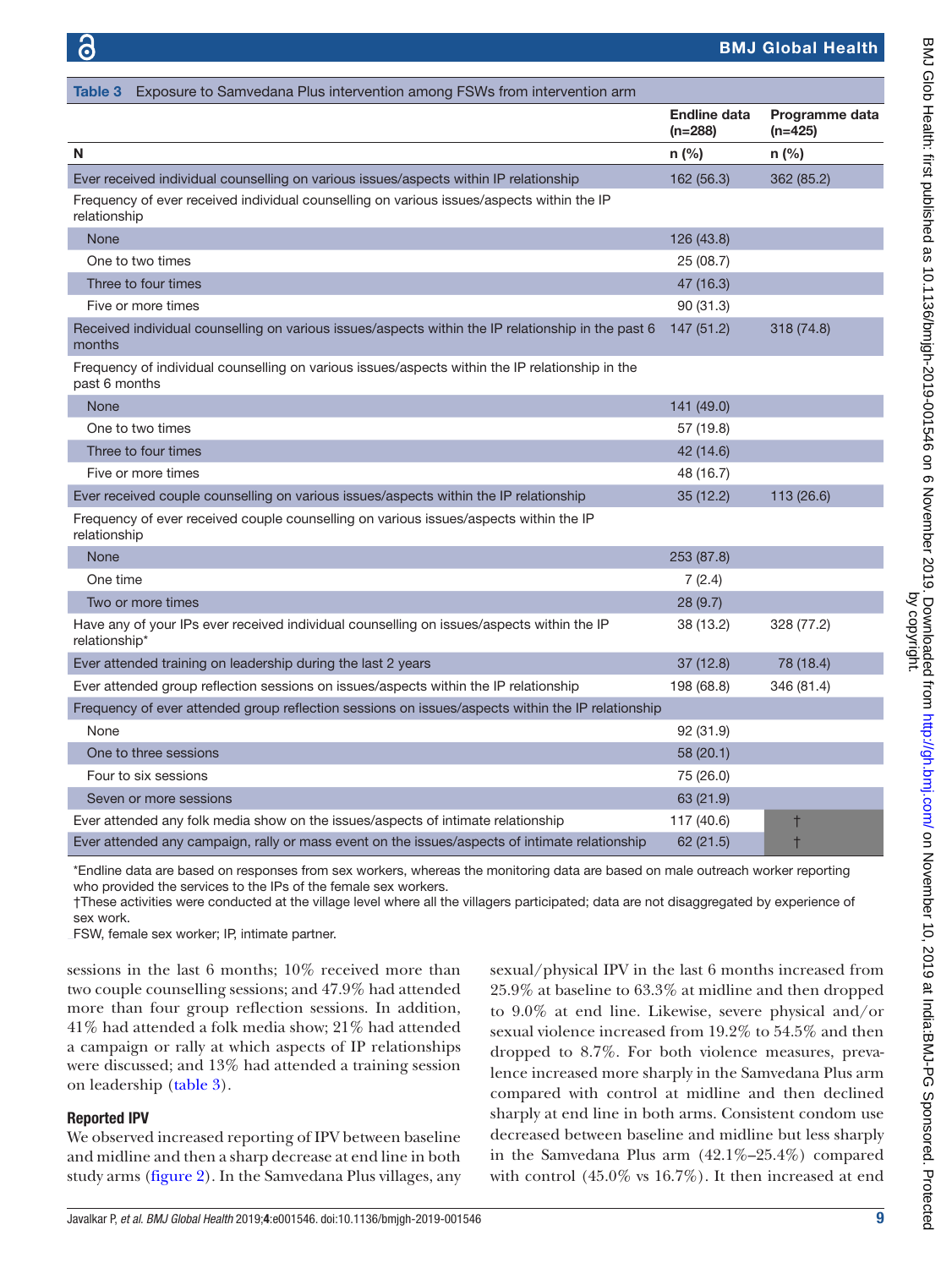**Table 3** Exposure to Samvedana Plus intervention among FSWs from intervention arm

| | Endline data (n=288) | Programme data (n=425) |
|---|---|---|
| N | n (%) | n (%) |
| Ever received individual counselling on various issues/aspects within IP relationship | 162 (56.3) | 362 (85.2) |
| Frequency of ever received individual counselling on various issues/aspects within the IP relationship | | |
| None | 126 (43.8) | |
| One to two times | 25 (08.7) | |
| Three to four times | 47 (16.3) | |
| Five or more times | 90 (31.3) | |
| Received individual counselling on various issues/aspects within the IP relationship in the past 6 months | 147 (51.2) | 318 (74.8) |
| Frequency of individual counselling on various issues/aspects within the IP relationship in the past 6 months | | |
| None | 141 (49.0) | |
| One to two times | 57 (19.8) | |
| Three to four times | 42 (14.6) | |
| Five or more times | 48 (16.7) | |
| Ever received couple counselling on various issues/aspects within the IP relationship | 35 (12.2) | 113 (26.6) |
| Frequency of ever received couple counselling on various issues/aspects within the IP relationship | | |
| None | 253 (87.8) | |
| One time | 7 (2.4) | |
| Two or more times | 28 (9.7) | |
| Have any of your IPs ever received individual counselling on issues/aspects within the IP relationship* | 38 (13.2) | 328 (77.2) |
| Ever attended training on leadership during the last 2 years | 37 (12.8) | 78 (18.4) |
| Ever attended group reflection sessions on issues/aspects within the IP relationship | 198 (68.8) | 346 (81.4) |
| Frequency of ever attended group reflection sessions on issues/aspects within the IP relationship | | |
| None | 92 (31.9) | |
| One to three sessions | 58 (20.1) | |
| Four to six sessions | 75 (26.0) | |
| Seven or more sessions | 63 (21.9) | |
| Ever attended any folk media show on the issues/aspects of intimate relationship | 117 (40.6) | † |
| Ever attended any campaign, rally or mass event on the issues/aspects of intimate relationship | 62 (21.5) | † |

*Endline data are based on responses from sex workers, whereas the monitoring data are based on male outreach worker reporting who provided the services to the IPs of the female sex workers.

†These activities were conducted at the village level where all the villagers participated; data are not disaggregated by experience of sex work.

FSW, female sex worker; IP, intimate partner.

sessions in the last 6 months; 10% received more than two couple counselling sessions; and 47.9% had attended more than four group reflection sessions. In addition, 41% had attended a folk media show; 21% had attended a campaign or rally at which aspects of IP relationships were discussed; and 13% had attended a training session on leadership (table 3).

### Reported IPV

We observed increased reporting of IPV between baseline and midline and then a sharp decrease at end line in both study arms (figure 2). In the Samvedana Plus villages, any sexual/physical IPV in the last 6 months increased from 25.9% at baseline to 63.3% at midline and then dropped to 9.0% at end line. Likewise, severe physical and/or sexual violence increased from 19.2% to 54.5% and then dropped to 8.7%. For both violence measures, prevalence increased more sharply in the Samvedana Plus arm compared with control at midline and then declined sharply at end line in both arms. Consistent condom use decreased between baseline and midline but less sharply in the Samvedana Plus arm (42.1%–25.4%) compared with control (45.0% vs 16.7%). It then increased at end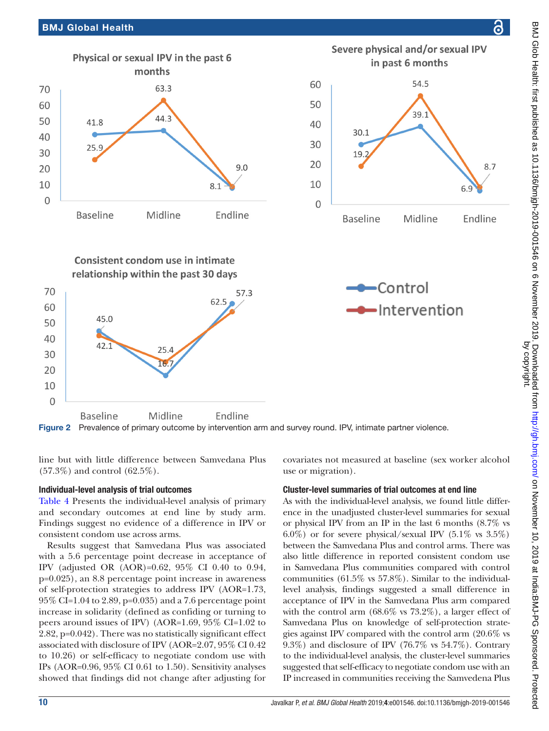**Figure 2** Prevalence of primary outcome by intervention arm and survey round. IPV, intimate partner violence.

line but with little difference between Samvedana Plus (57.3%) and control (62.5%).

### Individual-level analysis of trial outcomes

Table 4 Presents the individual-level analysis of primary and secondary outcomes at end line by study arm. Findings suggest no evidence of a difference in IPV or consistent condom use across arms.

Results suggest that Samvedana Plus was associated with a 5.6 percentage point decrease in acceptance of IPV (adjusted OR (AOR)=0.62, 95% CI 0.40 to 0.94, p=0.025), an 8.8 percentage point increase in awareness of self-protection strategies to address IPV (AOR=1.73, 95% CI=1.04 to 2.89, p=0.035) and a 7.6 percentage point increase in solidarity (defined as confiding or turning to peers around issues of IPV) (AOR=1.69, 95% CI=1.02 to 2.82, p=0.042). There was no statistically significant effect associated with disclosure of IPV (AOR=2.07, 95% CI 0.42 to 10.26) or self-efficacy to negotiate condom use with IPs (AOR=0.96, 95% CI 0.61 to 1.50). Sensitivity analyses showed that findings did not change after adjusting for covariates not measured at baseline (sex worker alcohol use or migration).

### Cluster-level summaries of trial outcomes at end line

As with the individual-level analysis, we found little difference in the unadjusted cluster-level summaries for sexual or physical IPV from an IP in the last 6 months (8.7% vs 6.0%) or for severe physical/sexual IPV (5.1% vs 3.5%) between the Samvedana Plus and control arms. There was also little difference in reported consistent condom use in Samvedana Plus communities compared with control communities (61.5% vs 57.8%). Similar to the individual-level analysis, findings suggested a small difference in acceptance of IPV in the Samvedana Plus arm compared with the control arm (68.6% vs 73.2%), a larger effect of Samvedana Plus on knowledge of self-protection strategies against IPV compared with the control arm (20.6% vs 9.3%) and disclosure of IPV (76.7% vs 54.7%). Contrary to the individual-level analysis, the cluster-level summaries suggested that self-efficacy to negotiate condom use with an IP increased in communities receiving the Samvedena Plus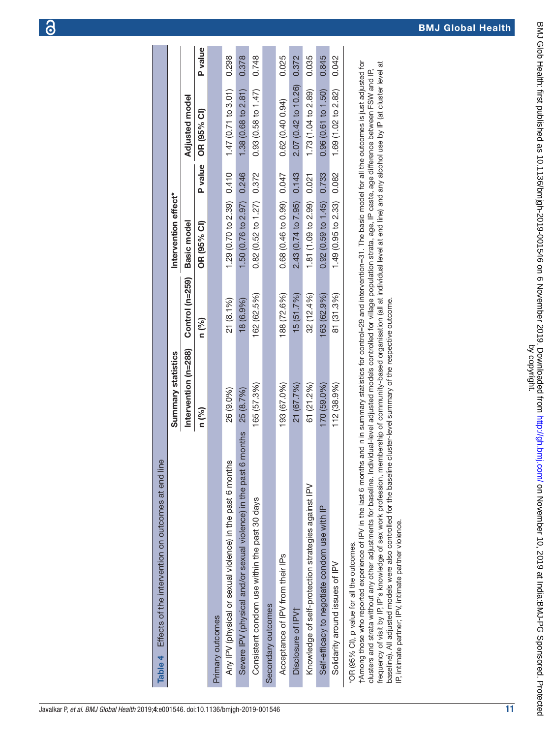**Table 4** Effects of the intervention on outcomes at end line

| | Summary statistics | | Intervention effect* | | | |
|---|---|---|---|---|---|---|
| | Intervention (n=288) | Control (n=259) | Basic model | | Adjusted model | |
| | n (%) | n (%) | OR (95% CI) | P value | OR (95% CI) | P value |
| **Primary outcomes** | | | | | | |
| Any IPV (physical or sexual violence) in the past 6 months | 26 (9.0%) | 21 (8.1%) | 1.29 (0.70 to 2.39) | 0.410 | 1.47 (0.71 to 3.01) | 0.298 |
| Severe IPV (physical and/or sexual violence) in the past 6 months | 25 (8.7%) | 18 (6.9%) | 1.50 (0.76 to 2.97) | 0.246 | 1.38 (0.68 to 2.81) | 0.378 |
| Consistent condom use within the past 30 days | 165 (57.3%) | 162 (62.5%) | 0.82 (0.52 to 1.27) | 0.372 | 0.93 (0.58 to 1.47) | 0.748 |
| **Secondary outcomes** | | | | | | |
| Acceptance of IPV from their IPs | 193 (67.0%) | 188 (72.6%) | 0.68 (0.46 to 0.99) | 0.047 | 0.62 (0.40 0.94) | 0.025 |
| Disclosure of IPV† | 21 (67.7%) | 15 (51.7%) | 2.43 (0.74 to 7.95) | 0.143 | 2.07 (0.42 to 10.26) | 0.372 |
| Knowledge of self-protection strategies against IPV | 61 (21.2%) | 32 (12.4%) | 1.81 (1.09 to 2.99) | 0.021 | 1.73 (1.04 to 2.89) | 0.035 |
| Self-efficacy to negotiate condom use with IP | 170 (59.0%) | 163 (62.9%) | 0.92 (0.59 to 1.45) | 0.733 | 0.96 (0.61 to 1.50) | 0.845 |
| Solidarity around issues of IPV | 112 (38.9%) | 81 (31.3%) | 1.49 (0.95 to 2.33) | 0.082 | 1.69 (1.02 to 2.82) | 0.042 |

*OR (95% CI), p value for all the outcomes.

†Among those who reported experience of IPV in the last 6 months and n in summary statistics for control=29 and intervention=31. The basic model for all the outcomes is just adjusted for clusters and strata without any other adjustments for baseline. Individual-level adjusted models controlled for village population strata, age, IP caste, age difference between FSW and IP, frequency of visit by IP, IP's knowledge of sex work profession, membership of community-based organisation (all at individual level at end line) and any alcohol use by IP (at cluster level at baseline). All adjusted models were also controlled for the baseline cluster-level summary of the respective outcome.

IP, intimate partner; IPV, intimate partner violence.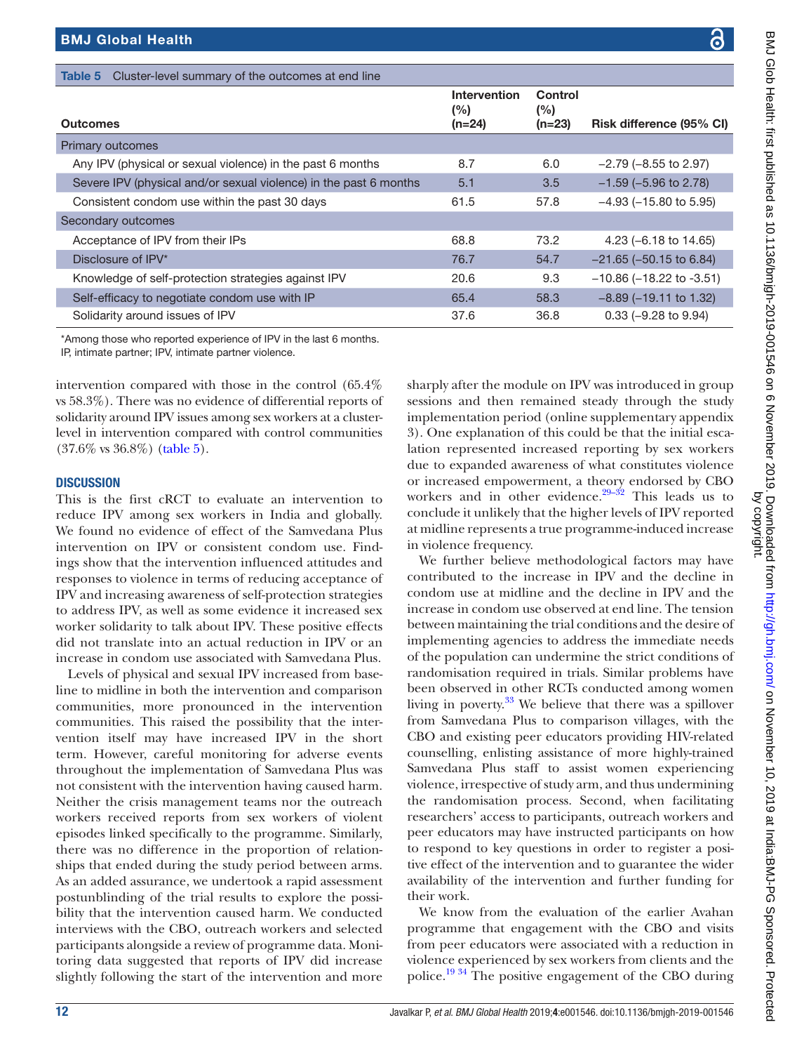**Table 5** Cluster-level summary of the outcomes at end line

| Outcomes | Intervention (%) (n=24) | Control (%) (n=23) | Risk difference (95% CI) |
|---|---|---|---|
| Primary outcomes | | | |
| Any IPV (physical or sexual violence) in the past 6 months | 8.7 | 6.0 | −2.79 (−8.55 to 2.97) |
| Severe IPV (physical and/or sexual violence) in the past 6 months | 5.1 | 3.5 | −1.59 (−5.96 to 2.78) |
| Consistent condom use within the past 30 days | 61.5 | 57.8 | −4.93 (−15.80 to 5.95) |
| Secondary outcomes | | | |
| Acceptance of IPV from their IPs | 68.8 | 73.2 | 4.23 (−6.18 to 14.65) |
| Disclosure of IPV* | 76.7 | 54.7 | −21.65 (−50.15 to 6.84) |
| Knowledge of self-protection strategies against IPV | 20.6 | 9.3 | −10.86 (−18.22 to -3.51) |
| Self-efficacy to negotiate condom use with IP | 65.4 | 58.3 | −8.89 (−19.11 to 1.32) |
| Solidarity around issues of IPV | 37.6 | 36.8 | 0.33 (−9.28 to 9.94) |

*Among those who reported experience of IPV in the last 6 months.
IP, intimate partner; IPV, intimate partner violence.

intervention compared with those in the control (65.4% vs 58.3%). There was no evidence of differential reports of solidarity around IPV issues among sex workers at a cluster-level in intervention compared with control communities (37.6% vs 36.8%) (table 5).

## DISCUSSION

This is the first cRCT to evaluate an intervention to reduce IPV among sex workers in India and globally. We found no evidence of effect of the Samvedana Plus intervention on IPV or consistent condom use. Findings show that the intervention influenced attitudes and responses to violence in terms of reducing acceptance of IPV and increasing awareness of self-protection strategies to address IPV, as well as some evidence it increased sex worker solidarity to talk about IPV. These positive effects did not translate into an actual reduction in IPV or an increase in condom use associated with Samvedana Plus.

Levels of physical and sexual IPV increased from baseline to midline in both the intervention and comparison communities, more pronounced in the intervention communities. This raised the possibility that the intervention itself may have increased IPV in the short term. However, careful monitoring for adverse events throughout the implementation of Samvedana Plus was not consistent with the intervention having caused harm. Neither the crisis management teams nor the outreach workers received reports from sex workers of violent episodes linked specifically to the programme. Similarly, there was no difference in the proportion of relationships that ended during the study period between arms. As an added assurance, we undertook a rapid assessment postunblinding of the trial results to explore the possibility that the intervention caused harm. We conducted interviews with the CBO, outreach workers and selected participants alongside a review of programme data. Monitoring data suggested that reports of IPV did increase slightly following the start of the intervention and more sharply after the module on IPV was introduced in group sessions and then remained steady through the study implementation period (online supplementary appendix 3). One explanation of this could be that the initial escalation represented increased reporting by sex workers due to expanded awareness of what constitutes violence or increased empowerment, a theory endorsed by CBO workers and in other evidence.[29–32] This leads us to conclude it unlikely that the higher levels of IPV reported at midline represents a true programme-induced increase in violence frequency.

We further believe methodological factors may have contributed to the increase in IPV and the decline in condom use at midline and the decline in IPV and the increase in condom use observed at end line. The tension between maintaining the trial conditions and the desire of implementing agencies to address the immediate needs of the population can undermine the strict conditions of randomisation required in trials. Similar problems have been observed in other RCTs conducted among women living in poverty.[33] We believe that there was a spillover from Samvedana Plus to comparison villages, with the CBO and existing peer educators providing HIV-related counselling, enlisting assistance of more highly-trained Samvedana Plus staff to assist women experiencing violence, irrespective of study arm, and thus undermining the randomisation process. Second, when facilitating researchers' access to participants, outreach workers and peer educators may have instructed participants on how to respond to key questions in order to register a positive effect of the intervention and to guarantee the wider availability of the intervention and further funding for their work.

We know from the evaluation of the earlier Avahan programme that engagement with the CBO and visits from peer educators were associated with a reduction in violence experienced by sex workers from clients and the police.[19 34] The positive engagement of the CBO during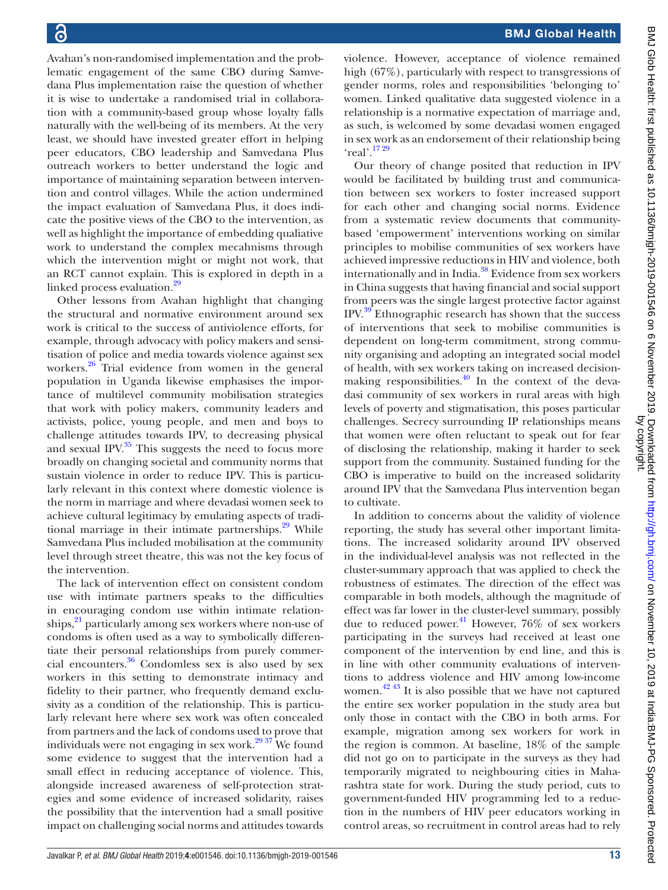Avahan's non-randomised implementation and the problematic engagement of the same CBO during Samvedana Plus implementation raise the question of whether it is wise to undertake a randomised trial in collaboration with a community-based group whose loyalty falls naturally with the well-being of its members. At the very least, we should have invested greater effort in helping peer educators, CBO leadership and Samvedana Plus outreach workers to better understand the logic and importance of maintaining separation between intervention and control villages. While the action undermined the impact evaluation of Samvedana Plus, it does indicate the positive views of the CBO to the intervention, as well as highlight the importance of embedding qualiative work to understand the complex mecahnisms through which the intervention might or might not work, that an RCT cannot explain. This is explored in depth in a linked process evaluation.[29]

Other lessons from Avahan highlight that changing the structural and normative environment around sex work is critical to the success of antiviolence efforts, for example, through advocacy with policy makers and sensitisation of police and media towards violence against sex workers.[26] Trial evidence from women in the general population in Uganda likewise emphasises the importance of multilevel community mobilisation strategies that work with policy makers, community leaders and activists, police, young people, and men and boys to challenge attitudes towards IPV, to decreasing physical and sexual IPV.[35] This suggests the need to focus more broadly on changing societal and community norms that sustain violence in order to reduce IPV. This is particularly relevant in this context where domestic violence is the norm in marriage and where devadasi women seek to achieve cultural legitimacy by emulating aspects of traditional marriage in their intimate partnerships.[29] While Samvedana Plus included mobilisation at the community level through street theatre, this was not the key focus of the intervention.

The lack of intervention effect on consistent condom use with intimate partners speaks to the difficulties in encouraging condom use within intimate relationships,[21] particularly among sex workers where non-use of condoms is often used as a way to symbolically differentiate their personal relationships from purely commercial encounters.[36] Condomless sex is also used by sex workers in this setting to demonstrate intimacy and fidelity to their partner, who frequently demand exclusivity as a condition of the relationship. This is particularly relevant here where sex work was often concealed from partners and the lack of condoms used to prove that individuals were not engaging in sex work.[29,37] We found some evidence to suggest that the intervention had a small effect in reducing acceptance of violence. This, alongside increased awareness of self-protection strategies and some evidence of increased solidarity, raises the possibility that the intervention had a small positive impact on challenging social norms and attitudes towards violence. However, acceptance of violence remained high (67%), particularly with respect to transgressions of gender norms, roles and responsibilities 'belonging to' women. Linked qualitative data suggested violence in a relationship is a normative expectation of marriage and, as such, is welcomed by some devadasi women engaged in sex work as an endorsement of their relationship being 'real'.[17,29]

Our theory of change posited that reduction in IPV would be facilitated by building trust and communication between sex workers to foster increased support for each other and changing social norms. Evidence from a systematic review documents that community-based 'empowerment' interventions working on similar principles to mobilise communities of sex workers have achieved impressive reductions in HIV and violence, both internationally and in India.[38] Evidence from sex workers in China suggests that having financial and social support from peers was the single largest protective factor against IPV.[39] Ethnographic research has shown that the success of interventions that seek to mobilise communities is dependent on long-term commitment, strong community organising and adopting an integrated social model of health, with sex workers taking on increased decision-making responsibilities.[40] In the context of the devadasi community of sex workers in rural areas with high levels of poverty and stigmatisation, this poses particular challenges. Secrecy surrounding IP relationships means that women were often reluctant to speak out for fear of disclosing the relationship, making it harder to seek support from the community. Sustained funding for the CBO is imperative to build on the increased solidarity around IPV that the Samvedana Plus intervention began to cultivate.

In addition to concerns about the validity of violence reporting, the study has several other important limitations. The increased solidarity around IPV observed in the individual-level analysis was not reflected in the cluster-summary approach that was applied to check the robustness of estimates. The direction of the effect was comparable in both models, although the magnitude of effect was far lower in the cluster-level summary, possibly due to reduced power.[41] However, 76% of sex workers participating in the surveys had received at least one component of the intervention by end line, and this is in line with other community evaluations of interventions to address violence and HIV among low-income women.[42,43] It is also possible that we have not captured the entire sex worker population in the study area but only those in contact with the CBO in both arms. For example, migration among sex workers for work in the region is common. At baseline, 18% of the sample did not go on to participate in the surveys as they had temporarily migrated to neighbouring cities in Maharashtra state for work. During the study period, cuts to government-funded HIV programming led to a reduction in the numbers of HIV peer educators working in control areas, so recruitment in control areas had to rely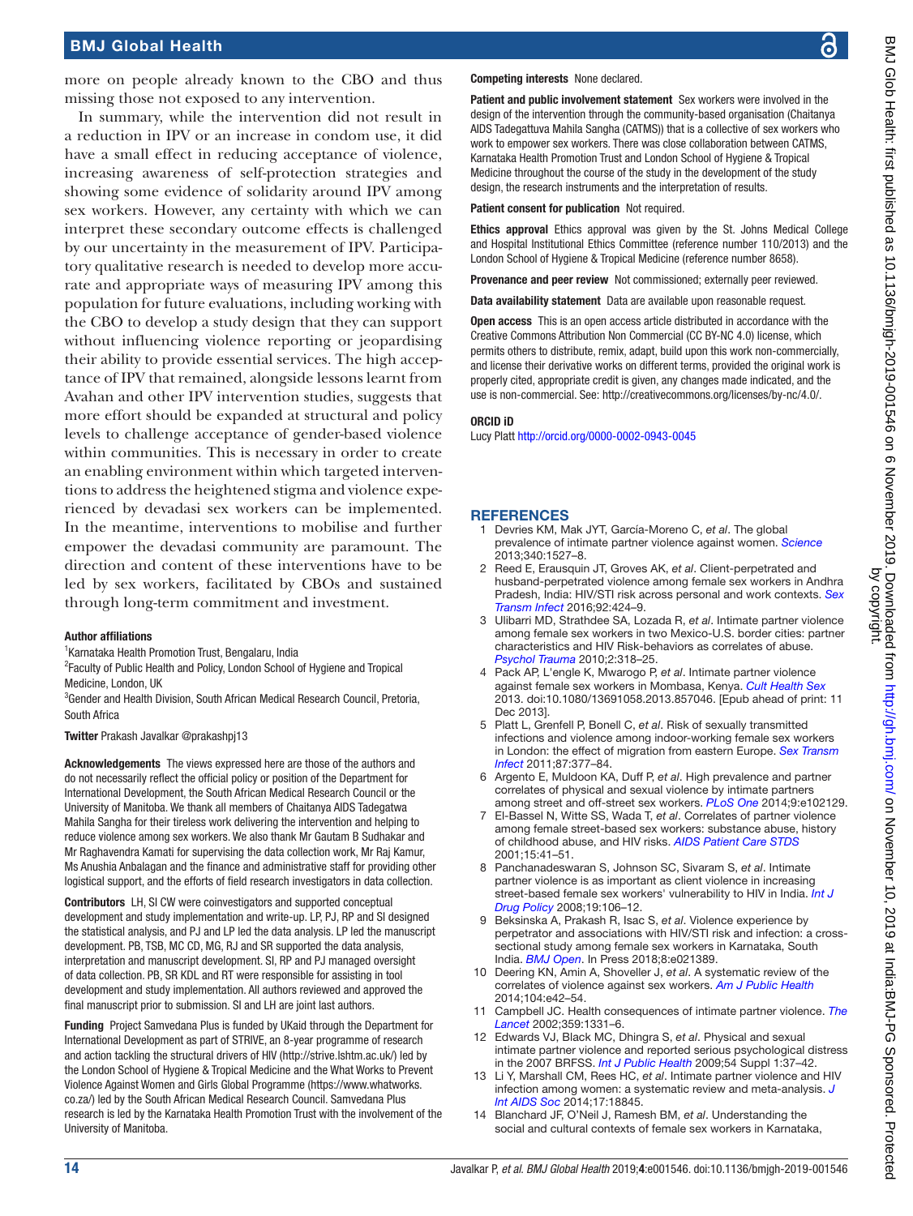more on people already known to the CBO and thus missing those not exposed to any intervention.

In summary, while the intervention did not result in a reduction in IPV or an increase in condom use, it did have a small effect in reducing acceptance of violence, increasing awareness of self-protection strategies and showing some evidence of solidarity around IPV among sex workers. However, any certainty with which we can interpret these secondary outcome effects is challenged by our uncertainty in the measurement of IPV. Participatory qualitative research is needed to develop more accurate and appropriate ways of measuring IPV among this population for future evaluations, including working with the CBO to develop a study design that they can support without influencing violence reporting or jeopardising their ability to provide essential services. The high acceptance of IPV that remained, alongside lessons learnt from Avahan and other IPV intervention studies, suggests that more effort should be expanded at structural and policy levels to challenge acceptance of gender-based violence within communities. This is necessary in order to create an enabling environment within which targeted interventions to address the heightened stigma and violence experienced by devadasi sex workers can be implemented. In the meantime, interventions to mobilise and further empower the devadasi community are paramount. The direction and content of these interventions have to be led by sex workers, facilitated by CBOs and sustained through long-term commitment and investment.

#### Author affiliations

[1]Karnataka Health Promotion Trust, Bengalaru, India
[2]Faculty of Public Health and Policy, London School of Hygiene and Tropical Medicine, London, UK
[3]Gender and Health Division, South African Medical Research Council, Pretoria, South Africa

**Twitter** Prakash Javalkar @prakashpj13

**Acknowledgements** The views expressed here are those of the authors and do not necessarily reflect the official policy or position of the Department for International Development, the South African Medical Research Council or the University of Manitoba. We thank all members of Chaitanya AIDS Tadegatwa Mahila Sangha for their tireless work delivering the intervention and helping to reduce violence among sex workers. We also thank Mr Gautam B Sudhakar and Mr Raghavendra Kamati for supervising the data collection work, Mr Raj Kamur, Ms Anushia Anbalagan and the finance and administrative staff for providing other logistical support, and the efforts of field research investigators in data collection.

**Contributors** LH, SI CW were coinvestigators and supported conceptual development and study implementation and write-up. LP, PJ, RP and SI designed the statistical analysis, and PJ and LP led the data analysis. LP led the manuscript development. PB, TSB, MC CD, MG, RJ and SR supported the data analysis, interpretation and manuscript development. SI, RP and PJ managed oversight of data collection. PB, SR KDL and RT were responsible for assisting in tool development and study implementation. All authors reviewed and approved the final manuscript prior to submission. SI and LH are joint last authors.

**Funding** Project Samvedana Plus is funded by UKaid through the Department for International Development as part of STRIVE, an 8-year programme of research and action tackling the structural drivers of HIV (http://strive.lshtm.ac.uk/) led by the London School of Hygiene & Tropical Medicine and the What Works to Prevent Violence Against Women and Girls Global Programme (https://www.whatworks.co.za/) led by the South African Medical Research Council. Samvedana Plus research is led by the Karnataka Health Promotion Trust with the involvement of the University of Manitoba.

**Competing interests** None declared.

**Patient and public involvement statement** Sex workers were involved in the design of the intervention through the community-based organisation (Chaitanya AIDS Tadegattuva Mahila Sangha (CATMS)) that is a collective of sex workers who work to empower sex workers. There was close collaboration between CATMS, Karnataka Health Promotion Trust and London School of Hygiene & Tropical Medicine throughout the course of the study in the development of the study design, the research instruments and the interpretation of results.

**Patient consent for publication** Not required.

**Ethics approval** Ethics approval was given by the St. Johns Medical College and Hospital Institutional Ethics Committee (reference number 110/2013) and the London School of Hygiene & Tropical Medicine (reference number 8658).

**Provenance and peer review** Not commissioned; externally peer reviewed.

**Data availability statement** Data are available upon reasonable request.

**Open access** This is an open access article distributed in accordance with the Creative Commons Attribution Non Commercial (CC BY-NC 4.0) license, which permits others to distribute, remix, adapt, build upon this work non-commercially, and license their derivative works on different terms, provided the original work is properly cited, appropriate credit is given, any changes made indicated, and the use is non-commercial. See: http://creativecommons.org/licenses/by-nc/4.0/.

#### ORCID iD

Lucy Platt http://orcid.org/0000-0002-0943-0045

## REFERENCES

1. Devries KM, Mak JYT, García-Moreno C, *et al*. The global prevalence of intimate partner violence against women. *Science* 2013;340:1527–8.
2. Reed E, Erausquin JT, Groves AK, *et al*. Client-perpetrated and husband-perpetrated violence among female sex workers in Andhra Pradesh, India: HIV/STI risk across personal and work contexts. *Sex Transm Infect* 2016;92:424–9.
3. Ulibarri MD, Strathdee SA, Lozada R, *et al*. Intimate partner violence among female sex workers in two Mexico-U.S. border cities: partner characteristics and HIV Risk-behaviors as correlates of abuse. *Psychol Trauma* 2010;2:318–25.
4. Pack AP, L'engle K, Mwarogo P, *et al*. Intimate partner violence against female sex workers in Mombasa, Kenya. *Cult Health Sex* 2013. doi:10.1080/13691058.2013.857046. [Epub ahead of print: 11 Dec 2013].
5. Platt L, Grenfell P, Bonell C, *et al*. Risk of sexually transmitted infections and violence among indoor-working female sex workers in London: the effect of migration from eastern Europe. *Sex Transm Infect* 2011;87:377–84.
6. Argento E, Muldoon KA, Duff P, *et al*. High prevalence and partner correlates of physical and sexual violence by intimate partners among street and off-street sex workers. *PLoS One* 2014;9:e102129.
7. El-Bassel N, Witte SS, Wada T, *et al*. Correlates of partner violence among female street-based sex workers: substance abuse, history of childhood abuse, and HIV risks. *AIDS Patient Care STDS* 2001;15:41–51.
8. Panchanadeswaran S, Johnson SC, Sivaram S, *et al*. Intimate partner violence is as important as client violence in increasing street-based female sex workers' vulnerability to HIV in India. *Int J Drug Policy* 2008;19:106–12.
9. Beksinska A, Prakash R, Isac S, *et al*. Violence experience by perpetrator and associations with HIV/STI risk and infection: a cross-sectional study among female sex workers in Karnataka, South India. *BMJ Open*. In Press 2018;8:e021389.
10. Deering KN, Amin A, Shoveller J, *et al*. A systematic review of the correlates of violence against sex workers. *Am J Public Health* 2014;104:e42–54.
11. Campbell JC. Health consequences of intimate partner violence. *The Lancet* 2002;359:1331–6.
12. Edwards VJ, Black MC, Dhingra S, *et al*. Physical and sexual intimate partner violence and reported serious psychological distress in the 2007 BRFSS. *Int J Public Health* 2009;54 Suppl 1:37–42.
13. Li Y, Marshall CM, Rees HC, *et al*. Intimate partner violence and HIV infection among women: a systematic review and meta-analysis. *J Int AIDS Soc* 2014;17:18845.
14. Blanchard JF, O'Neil J, Ramesh BM, *et al*. Understanding the social and cultural contexts of female sex workers in Karnataka,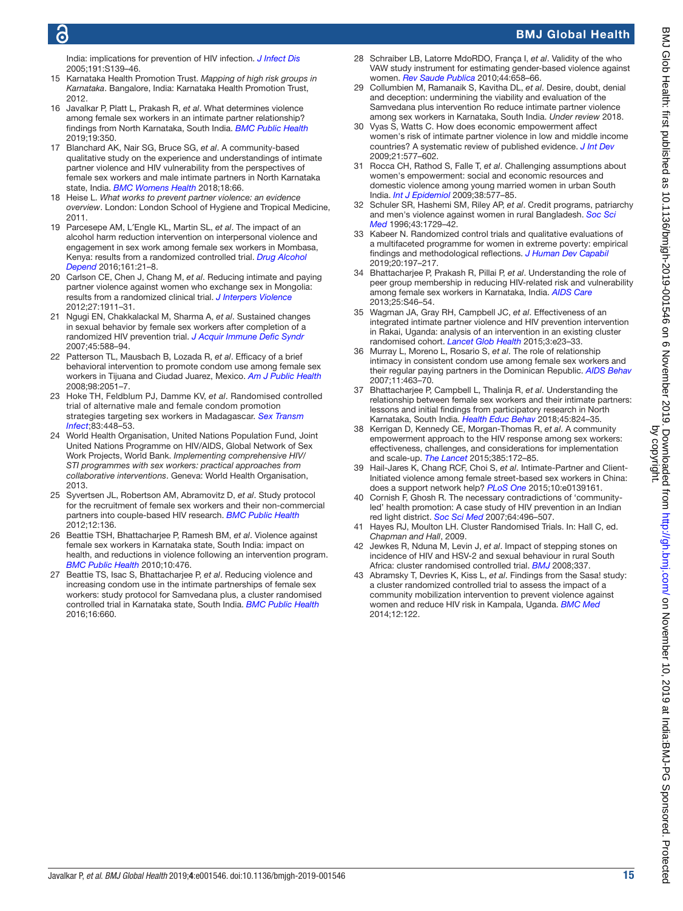India: implications for prevention of HIV infection. *J Infect Dis* 2005;191:S139–46.

15. Karnataka Health Promotion Trust. *Mapping of high risk groups in Karnataka*. Bangalore, India: Karnataka Health Promotion Trust, 2012.
16. Javalkar P, Platt L, Prakash R, *et al*. What determines violence among female sex workers in an intimate partner relationship? findings from North Karnataka, South India. *BMC Public Health* 2019;19:350.
17. Blanchard AK, Nair SG, Bruce SG, *et al*. A community-based qualitative study on the experience and understandings of intimate partner violence and HIV vulnerability from the perspectives of female sex workers and male intimate partners in North Karnataka state, India. *BMC Womens Health* 2018;18:66.
18. Heise L. *What works to prevent partner violence: an evidence overview*. London: London School of Hygiene and Tropical Medicine, 2011.
19. Parcesepe AM, L'Engle KL, Martin SL, *et al*. The impact of an alcohol harm reduction intervention on interpersonal violence and engagement in sex work among female sex workers in Mombasa, Kenya: results from a randomized controlled trial. *Drug Alcohol Depend* 2016;161:21–8.
20. Carlson CE, Chen J, Chang M, *et al*. Reducing intimate and paying partner violence against women who exchange sex in Mongolia: results from a randomized clinical trial. *J Interpers Violence* 2012;27:1911–31.
21. Ngugi EN, Chakkalackal M, Sharma A, *et al*. Sustained changes in sexual behavior by female sex workers after completion of a randomized HIV prevention trial. *J Acquir Immune Defic Syndr* 2007;45:588–94.
22. Patterson TL, Mausbach B, Lozada R, *et al*. Efficacy of a brief behavioral intervention to promote condom use among female sex workers in Tijuana and Ciudad Juarez, Mexico. *Am J Public Health* 2008;98:2051–7.
23. Hoke TH, Feldblum PJ, Damme KV, *et al*. Randomised controlled trial of alternative male and female condom promotion strategies targeting sex workers in Madagascar. *Sex Transm Infect*;83:448–53.
24. World Health Organisation, United Nations Population Fund, Joint United Nations Programme on HIV/AIDS, Global Network of Sex Work Projects, World Bank. *Implementing comprehensive HIV/STI programmes with sex workers: practical approaches from collaborative interventions*. Geneva: World Health Organisation, 2013.
25. Syvertsen JL, Robertson AM, Abramovitz D, *et al*. Study protocol for the recruitment of female sex workers and their non-commercial partners into couple-based HIV research. *BMC Public Health* 2012;12:136.
26. Beattie TSH, Bhattacharjee P, Ramesh BM, *et al*. Violence against female sex workers in Karnataka state, South India: impact on health, and reductions in violence following an intervention program. *BMC Public Health* 2010;10:476.
27. Beattie TS, Isac S, Bhattacharjee P, *et al*. Reducing violence and increasing condom use in the intimate partnerships of female sex workers: study protocol for Samvedana plus, a cluster randomised controlled trial in Karnataka state, South India. *BMC Public Health* 2016;16:660.
28. Schraiber LB, Latorre MdoRDO, França I, *et al*. Validity of the who VAW study instrument for estimating gender-based violence against women. *Rev Saude Publica* 2010;44:658–66.
29. Collumbien M, Ramanaik S, Kavitha DL, *et al*. Desire, doubt, denial and deception: undermining the viability and evaluation of the Samvedana plus intervention Ro reduce intimate partner violence among sex workers in Karnataka, South India. *Under review* 2018.
30. Vyas S, Watts C. How does economic empowerment affect women's risk of intimate partner violence in low and middle income countries? A systematic review of published evidence. *J Int Dev* 2009;21:577–602.
31. Rocca CH, Rathod S, Falle T, *et al*. Challenging assumptions about women's empowerment: social and economic resources and domestic violence among young married women in urban South India. *Int J Epidemiol* 2009;38:577–85.
32. Schuler SR, Hashemi SM, Riley AP, *et al*. Credit programs, patriarchy and men's violence against women in rural Bangladesh. *Soc Sci Med* 1996;43:1729–42.
33. Kabeer N. Randomized control trials and qualitative evaluations of a multifaceted programme for women in extreme poverty: empirical findings and methodological reflections. *J Human Dev Capabil* 2019;20:197–217.
34. Bhattacharjee P, Prakash R, Pillai P, *et al*. Understanding the role of peer group membership in reducing HIV-related risk and vulnerability among female sex workers in Karnataka, India. *AIDS Care* 2013;25:S46–54.
35. Wagman JA, Gray RH, Campbell JC, *et al*. Effectiveness of an integrated intimate partner violence and HIV prevention intervention in Rakai, Uganda: analysis of an intervention in an existing cluster randomised cohort. *Lancet Glob Health* 2015;3:e23–33.
36. Murray L, Moreno L, Rosario S, *et al*. The role of relationship intimacy in consistent condom use among female sex workers and their regular paying partners in the Dominican Republic. *AIDS Behav* 2007;11:463–70.
37. Bhattacharjee P, Campbell L, Thalinja R, *et al*. Understanding the relationship between female sex workers and their intimate partners: lessons and initial findings from participatory research in North Karnataka, South India. *Health Educ Behav* 2018;45:824–35.
38. Kerrigan D, Kennedy CE, Morgan-Thomas R, *et al*. A community empowerment approach to the HIV response among sex workers: effectiveness, challenges, and considerations for implementation and scale-up. *The Lancet* 2015;385:172–85.
39. Hail-Jares K, Chang RCF, Choi S, *et al*. Intimate-Partner and Client-Initiated violence among female street-based sex workers in China: does a support network help? *PLoS One* 2015;10:e0139161.
40. Cornish F, Ghosh R. The necessary contradictions of 'community-led' health promotion: A case study of HIV prevention in an Indian red light district. *Soc Sci Med* 2007;64:496–507.
41. Hayes RJ, Moulton LH. Cluster Randomised Trials. In: Hall C, ed. *Chapman and Hall*, 2009.
42. Jewkes R, Nduna M, Levin J, *et al*. Impact of stepping stones on incidence of HIV and HSV-2 and sexual behaviour in rural South Africa: cluster randomised controlled trial. *BMJ* 2008;337.
43. Abramsky T, Devries K, Kiss L, *et al*. Findings from the Sasa! study: a cluster randomized controlled trial to assess the impact of a community mobilization intervention to prevent violence against women and reduce HIV risk in Kampala, Uganda. *BMC Med* 2014;12:122.